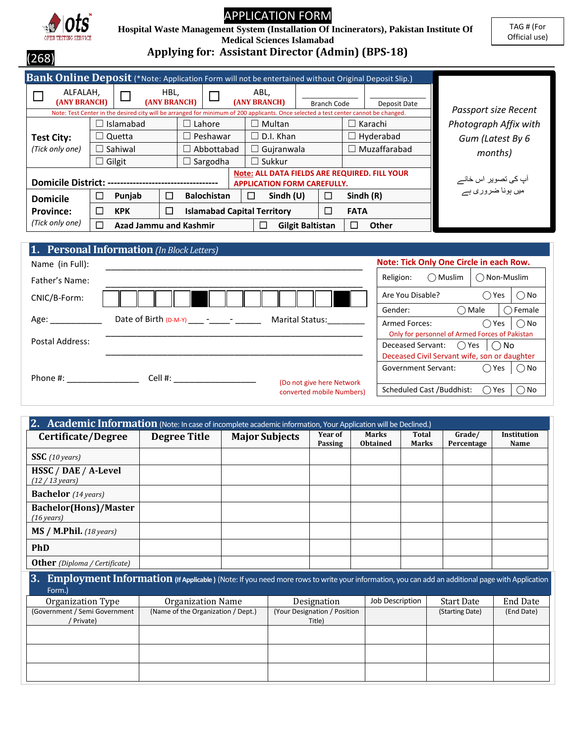# APPLICATION FORM

**Hospital Waste Management System (Installation Of Incinerators), Pakistan Institute Of Medical Sciences Islamabad**

## Applying for: Assistant Director (Admin) (BPS-18)

(268)

TAG # (For Official use)

## Bank Online Deposit

(*Note: Application Form will not be entertained without Original Deposit Slip.)

| ☐ ALFALAH, (ANY BRANCH) | ☐ HBL, (ANY BRANCH) | ☐ ABL, (ANY BRANCH) | ____________ Branch Code | ____________ Deposit Date |
|---|---|---|---|---|

Note: Test Center in the desired city will be arranged for minimum of 200 applicants. Once selected a test center cannot be changed.

| Test City: (Tick only one) | | | | |
|---|---|---|---|---|
| | ☐ Islamabad | ☐ Lahore | ☐ Multan | ☐ Karachi |
| | ☐ Quetta | ☐ Peshawar | ☐ D.I. Khan | ☐ Hyderabad |
| | ☐ Sahiwal | ☐ Abbottabad | ☐ Gujranwala | ☐ Muzaffarabad |
| | ☐ Gilgit | ☐ Sargodha | ☐ Sukkur | |

**Domicile District:** ----------------------------------

**Note: ALL DATA FIELDS ARE REQUIRED. FILL YOUR APPLICATION FORM CAREFULLY.**

| Domicile Province: (Tick only one) | | | | |
|---|---|---|---|---|
| | ☐ Punjab | ☐ Balochistan | ☐ Sindh (U) | ☐ Sindh (R) |
| | ☐ KPK | ☐ Islamabad Capital Territory | | ☐ FATA |
| | ☐ Azad Jammu and Kashmir | | ☐ Gilgit Baltistan | ☐ Other |

*Passport size Recent Photograph Affix with Gum (Latest By 6 months)*

آپ کی تصویر اس خانے میں ہونا ضروری ہے

## 1. Personal Information *(In Block Letters)*

Name (in Full): ____________________________________________

Father's Name: ____________________________________________

CNIC/B-Form: ☐☐☐☐☐ - ☐☐☐☐☐☐☐ - ☐

Age: ___________ Date of Birth (D-M-Y) ____ - _____ - ______ Marital Status:________

Postal Address: ____________________________________________

____________________________________________

Phone #: ________________ Cell #: __________________ (Do not give here Network converted mobile Numbers)

**Note: Tick Only One Circle in each Row.**

| | | |
|---|---|---|
| Religion: | ◯ Muslim | ◯ Non-Muslim |
| Are You Disable? | ◯ Yes | ◯ No |
| Gender: | ◯ Male | ◯ Female |
| Armed Forces: (Only for personnel of Armed Forces of Pakistan) | ◯ Yes | ◯ No |
| Deceased Servant: (Deceased Civil Servant wife, son or daughter) | ◯ Yes | ◯ No |
| Government Servant: | ◯ Yes | ◯ No |
| Scheduled Cast /Buddhist: | ◯ Yes | ◯ No |

## 2. Academic Information

(Note: In case of incomplete academic information, Your Application will be Declined.)

| Certificate/Degree | Degree Title | Major Subjects | Year of Passing | Marks Obtained | Total Marks | Grade/ Percentage | Institution Name |
|---|---|---|---|---|---|---|---|
| **SSC** *(10 years)* | | | | | | | |
| **HSSC / DAE / A-Level** *(12 / 13 years)* | | | | | | | |
| **Bachelor** *(14 years)* | | | | | | | |
| **Bachelor(Hons)/Master** *(16 years)* | | | | | | | |
| **MS / M.Phil.** *(18 years)* | | | | | | | |
| **PhD** | | | | | | | |
| **Other** *(Diploma / Certificate)* | | | | | | | |

## 3. Employment Information

**(If Applicable )** (Note: If you need more rows to write your information, you can add an additional page with Application Form.)

| Organization Type (Government / Semi Government / Private) | Organization Name (Name of the Organization / Dept.) | Designation (Your Designation / Position Title) | Job Description | Start Date (Starting Date) | End Date (End Date) |
|---|---|---|---|---|---|
| | | | | | |
| | | | | | |
| | | | | | |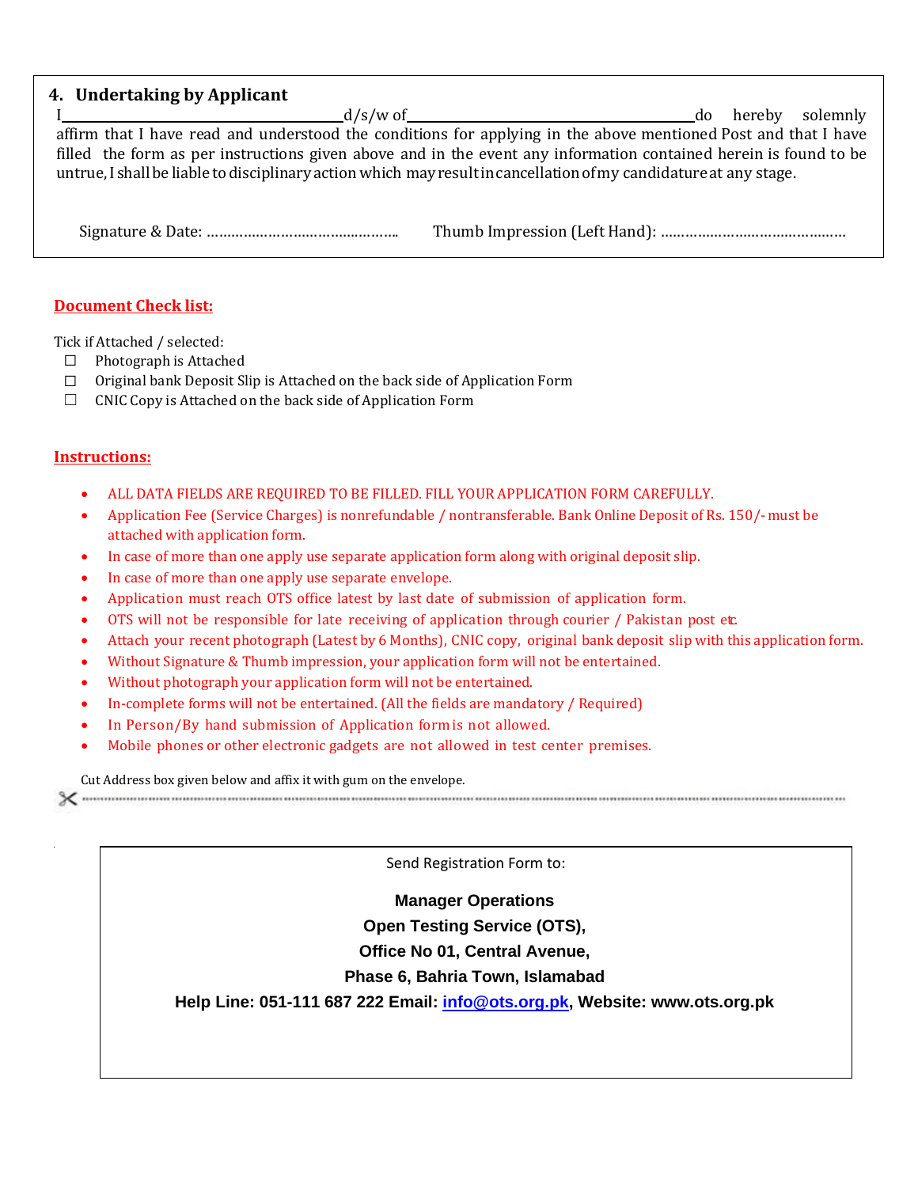## 4. Undertaking by Applicant

I\_\_\_\_\_\_\_\_\_\_\_\_\_\_\_\_\_\_\_\_\_\_\_\_\_\_\_\_\_\_d/s/w of\_\_\_\_\_\_\_\_\_\_\_\_\_\_\_\_\_\_\_\_\_\_\_\_\_\_\_\_\_\_\_\_do hereby solemnly affirm that I have read and understood the conditions for applying in the above mentioned Post and that I have filled the form as per instructions given above and in the event any information contained herein is found to be untrue, I shall be liable to disciplinary action which may result in cancellation of my candidature at any stage.

Signature & Date: ………………………………………..      Thumb Impression (Left Hand): ………………………………………

**Document Check list:**

Tick if Attached / selected:

- ☐ Photograph is Attached
- ☐ Original bank Deposit Slip is Attached on the back side of Application Form
- ☐ CNIC Copy is Attached on the back side of Application Form

**Instructions:**

- ALL DATA FIELDS ARE REQUIRED TO BE FILLED. FILL YOUR APPLICATION FORM CAREFULLY.
- Application Fee (Service Charges) is nonrefundable / nontransferable. Bank Online Deposit of Rs. 150/- must be attached with application form.
- In case of more than one apply use separate application form along with original deposit slip.
- In case of more than one apply use separate envelope.
- Application must reach OTS office latest by last date of submission of application form.
- OTS will not be responsible for late receiving of application through courier / Pakistan post etc.
- Attach your recent photograph (Latest by 6 Months), CNIC copy, original bank deposit slip with this application form.
- Without Signature & Thumb impression, your application form will not be entertained.
- Without photograph your application form will not be entertained.
- In-complete forms will not be entertained. (All the fields are mandatory / Required)
- In Person/By hand submission of Application form is not allowed.
- Mobile phones or other electronic gadgets are not allowed in test center premises.

Cut Address box given below and affix it with gum on the envelope.

---

Send Registration Form to:

**Manager Operations**
**Open Testing Service (OTS),**
**Office No 01, Central Avenue,**
**Phase 6, Bahria Town, Islamabad**
**Help Line: 051-111 687 222 Email: info@ots.org.pk, Website: www.ots.org.pk**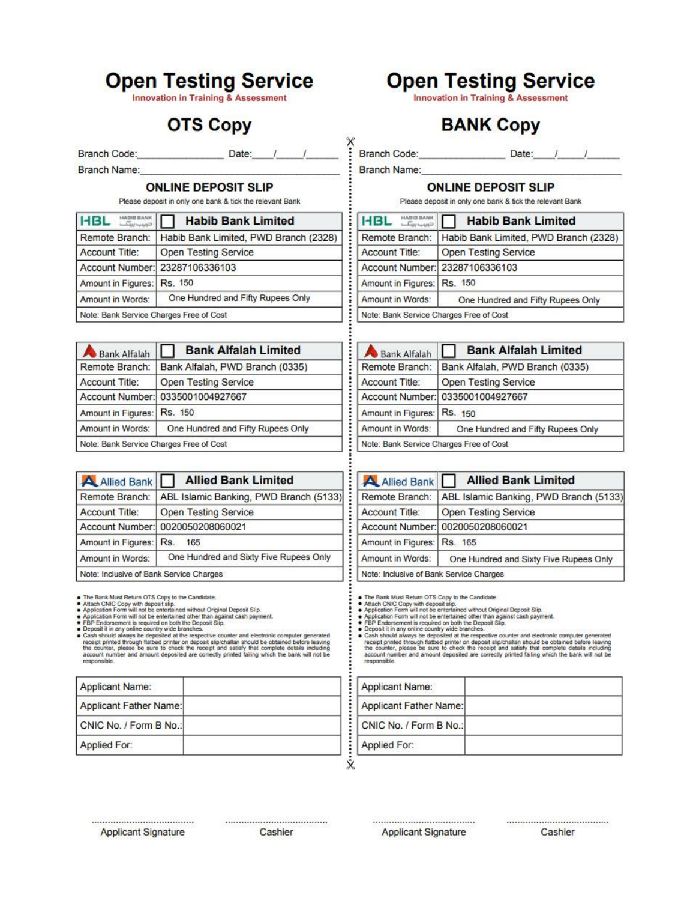# Open Testing Service

Innovation in Training & Assessment

## OTS Copy

Branch Code:________________ Date:____/____/______

Branch Name:________________________________

### ONLINE DEPOSIT SLIP

Please deposit in only one bank & tick the relevant Bank

| HBL | ☐ Habib Bank Limited |
|---|---|
| Remote Branch: | Habib Bank Limited, PWD Branch (2328) |
| Account Title: | Open Testing Service |
| Account Number: | 23287106336103 |
| Amount in Figures: | Rs. 150 |
| Amount in Words: | One Hundred and Fifty Rupees Only |
| Note: Bank Service Charges Free of Cost | |

| Bank Alfalah | ☐ Bank Alfalah Limited |
|---|---|
| Remote Branch: | Bank Alfalah, PWD Branch (0335) |
| Account Title: | Open Testing Service |
| Account Number: | 0335001004927667 |
| Amount in Figures: | Rs. 150 |
| Amount in Words: | One Hundred and Fifty Rupees Only |
| Note: Bank Service Charges Free of Cost | |

| Allied Bank | ☐ Allied Bank Limited |
|---|---|
| Remote Branch: | ABL Islamic Banking, PWD Branch (5133) |
| Account Title: | Open Testing Service |
| Account Number: | 0020050208060021 |
| Amount in Figures: | Rs. 165 |
| Amount in Words: | One Hundred and Sixty Five Rupees Only |
| Note: Inclusive of Bank Service Charges | |

- The Bank Must Return OTS Copy to the Candidate.
- Attach CNIC Copy with deposit slip.
- Application Form will not be entertained without Original Deposit Slip.
- Application Form will not be entertained other than against cash payment.
- FBP Endorsement is required on both the Deposit Slip.
- Deposit it in any online country wide branches.
- Cash should always be deposited at the respective counter and electronic computer generated receipt printed through flatbed printer on deposit slip/challan should be obtained before leaving the counter, please be sure to check the receipt and satisfy that complete details including account number and amount deposited are correctly printed failing which the bank will not be responsible.

| | |
|---|---|
| Applicant Name: | |
| Applicant Father Name: | |
| CNIC No. / Form B No.: | |
| Applied For: | |

.............................. Applicant Signature

.............................. Cashier

# Open Testing Service

Innovation in Training & Assessment

## BANK Copy

Branch Code:________________ Date:____/____/______

Branch Name:________________________________

### ONLINE DEPOSIT SLIP

Please deposit in only one bank & tick the relevant Bank

| HBL | ☐ Habib Bank Limited |
|---|---|
| Remote Branch: | Habib Bank Limited, PWD Branch (2328) |
| Account Title: | Open Testing Service |
| Account Number: | 23287106336103 |
| Amount in Figures: | Rs. 150 |
| Amount in Words: | One Hundred and Fifty Rupees Only |
| Note: Bank Service Charges Free of Cost | |

| Bank Alfalah | ☐ Bank Alfalah Limited |
|---|---|
| Remote Branch: | Bank Alfalah, PWD Branch (0335) |
| Account Title: | Open Testing Service |
| Account Number: | 0335001004927667 |
| Amount in Figures: | Rs. 150 |
| Amount in Words: | One Hundred and Fifty Rupees Only |
| Note: Bank Service Charges Free of Cost | |

| Allied Bank | ☐ Allied Bank Limited |
|---|---|
| Remote Branch: | ABL Islamic Banking, PWD Branch (5133) |
| Account Title: | Open Testing Service |
| Account Number: | 0020050208060021 |
| Amount in Figures: | Rs. 165 |
| Amount in Words: | One Hundred and Sixty Five Rupees Only |
| Note: Inclusive of Bank Service Charges | |

- The Bank Must Return OTS Copy to the Candidate.
- Attach CNIC Copy with deposit slip.
- Application Form will not be entertained without Original Deposit Slip.
- Application Form will not be entertained other than against cash payment.
- FBP Endorsement is required on both the Deposit Slip.
- Deposit it in any online country wide branches.
- Cash should always be deposited at the respective counter and electronic computer generated receipt printed through flatbed printer on deposit slip/challan should be obtained before leaving the counter, please be sure to check the receipt and satisfy that complete details including account number and amount deposited are correctly printed failing which the bank will not be responsible.

| | |
|---|---|
| Applicant Name: | |
| Applicant Father Name: | |
| CNIC No. / Form B No.: | |
| Applied For: | |

.............................. Applicant Signature

.............................. Cashier